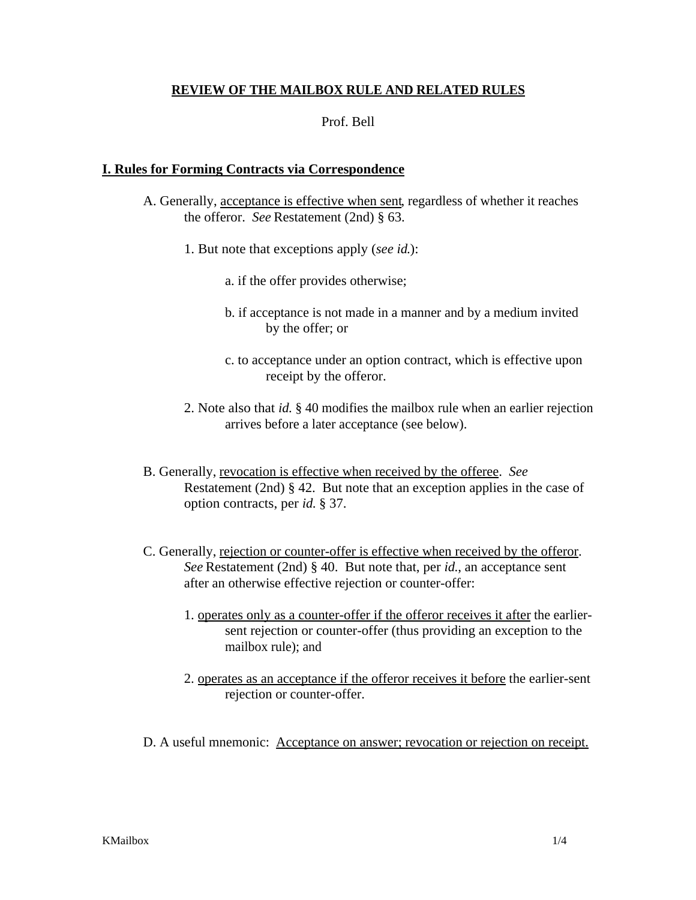# REVIEW OF THE MAILBOX RULE AND RELATED RULES

Prof. Bell

## I. Rules for Forming Contracts via Correspondence

A. Generally, acceptance is effective when sent, regardless of whether it reaches the offeror. *See* Restatement (2nd) § 63.

1. But note that exceptions apply (*see id.*):

    a. if the offer provides otherwise;

    b. if acceptance is not made in a manner and by a medium invited by the offer; or

    c. to acceptance under an option contract, which is effective upon receipt by the offeror.

2. Note also that *id.* § 40 modifies the mailbox rule when an earlier rejection arrives before a later acceptance (see below).

B. Generally, revocation is effective when received by the offeree. *See* Restatement (2nd) § 42. But note that an exception applies in the case of option contracts, per *id.* § 37.

C. Generally, rejection or counter-offer is effective when received by the offeror. *See* Restatement (2nd) § 40. But note that, per *id.*, an acceptance sent after an otherwise effective rejection or counter-offer:

1. operates only as a counter-offer if the offeror receives it after the earlier-sent rejection or counter-offer (thus providing an exception to the mailbox rule); and

2. operates as an acceptance if the offeror receives it before the earlier-sent rejection or counter-offer.

D. A useful mnemonic: Acceptance on answer; revocation or rejection on receipt.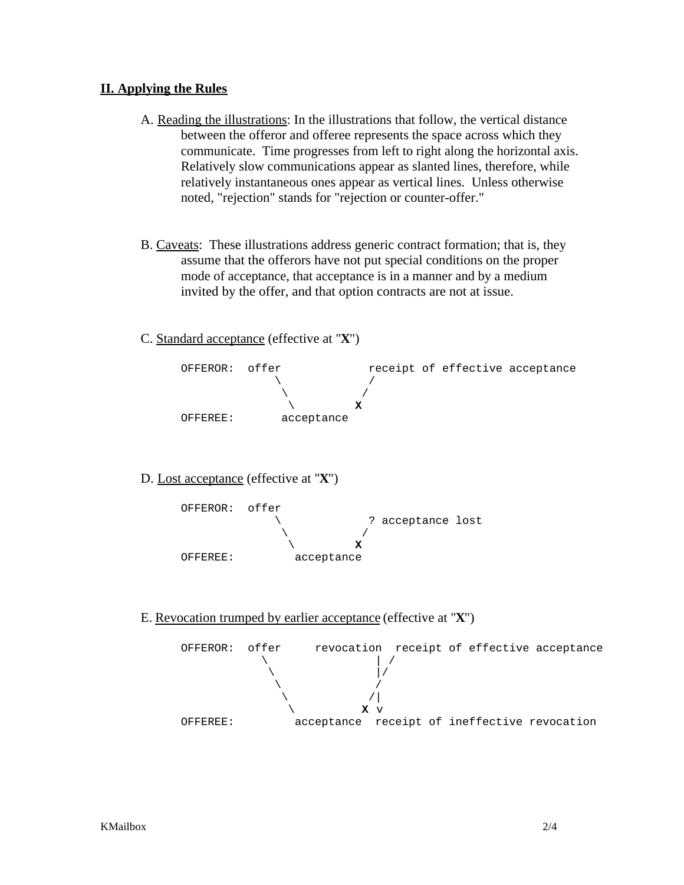## II. Applying the Rules

A. Reading the illustrations: In the illustrations that follow, the vertical distance between the offeror and offeree represents the space across which they communicate. Time progresses from left to right along the horizontal axis. Relatively slow communications appear as slanted lines, therefore, while relatively instantaneous ones appear as vertical lines. Unless otherwise noted, "rejection" stands for "rejection or counter-offer."

B. Caveats: These illustrations address generic contract formation; that is, they assume that the offerors have not put special conditions on the proper mode of acceptance, that acceptance is in a manner and by a medium invited by the offer, and that option contracts are not at issue.

C. Standard acceptance (effective at "**X**")

```
OFFEROR:  offer              receipt of effective acceptance
             \               /
              \             /
               \          X
OFFEREE:       acceptance
```

D. Lost acceptance (effective at "**X**")

```
OFFEROR:  offer
              \              ? acceptance lost
               \             /
                \          X
OFFEREE:         acceptance
```

E. Revocation trumped by earlier acceptance (effective at "**X**")

```
OFFEROR:  offer     revocation  receipt of effective acceptance
            \                 | /
             \                |/
              \               /
               \             /|
                \          X v
OFFEREE:         acceptance  receipt of ineffective revocation
```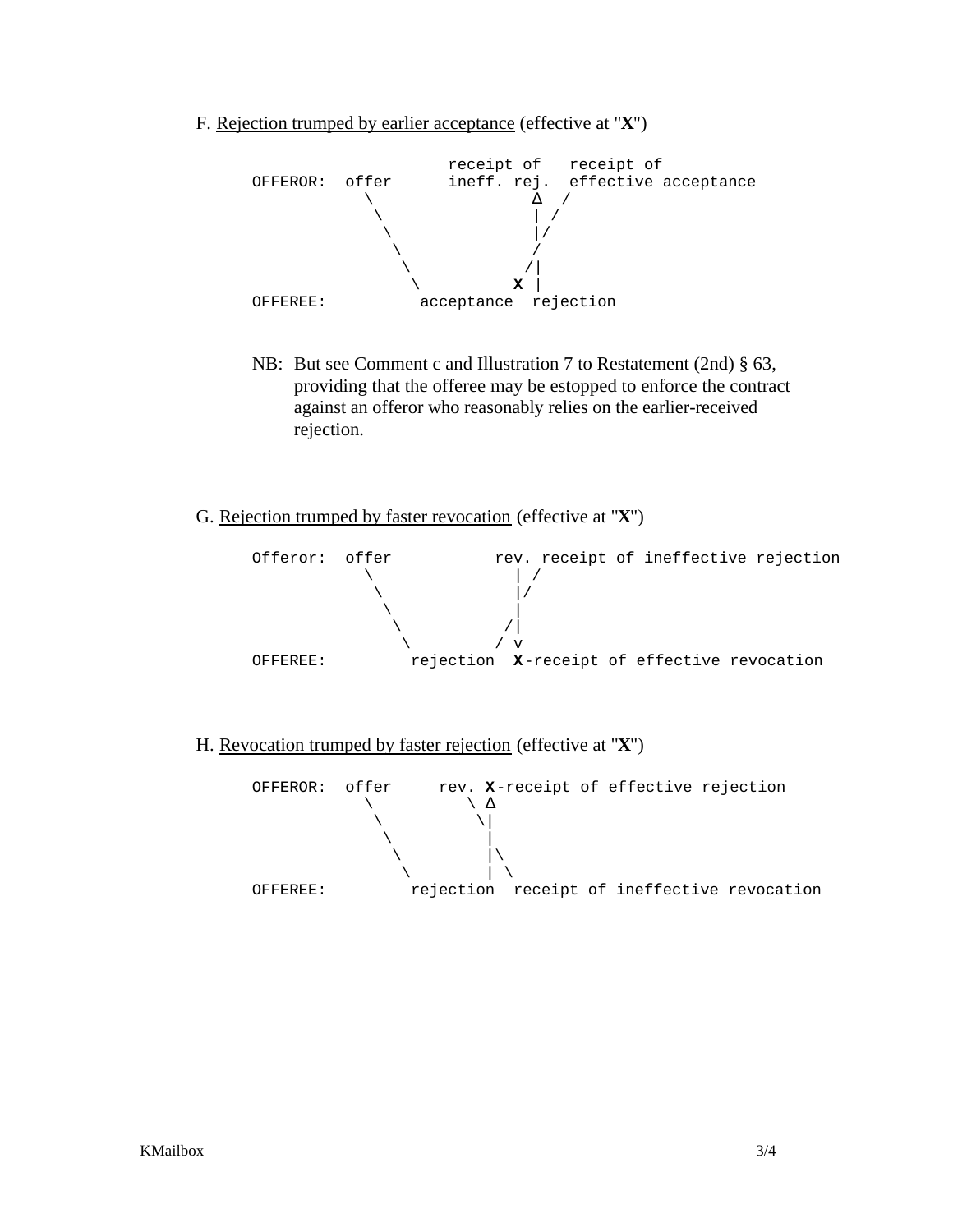F. <u>Rejection trumped by earlier acceptance</u> (effective at "**X**")

```
                      receipt of   receipt of
OFFEROR:  offer      ineff. rej.  effective acceptance
            \                Δ  /
             \               | /
              \              |/
               \             /
                \           /|
                 \         X |
OFFEREE:          acceptance  rejection
```

NB: But see Comment c and Illustration 7 to Restatement (2nd) § 63, providing that the offeree may be estopped to enforce the contract against an offeror who reasonably relies on the earlier-received rejection.

G. <u>Rejection trumped by faster revocation</u> (effective at "**X**")

```
Offeror:  offer           rev. receipt of ineffective rejection
            \               | /
             \              |/
              \             |
               \           /|
                \         / v
OFFEREE:         rejection  X-receipt of effective revocation
```

H. <u>Revocation trumped by faster rejection</u> (effective at "**X**")

```
OFFEROR:  offer     rev. X-receipt of effective rejection
            \          \ Δ
             \          \|
              \          |
               \         |\
                \        | \
OFFEREE:         rejection  receipt of ineffective revocation
```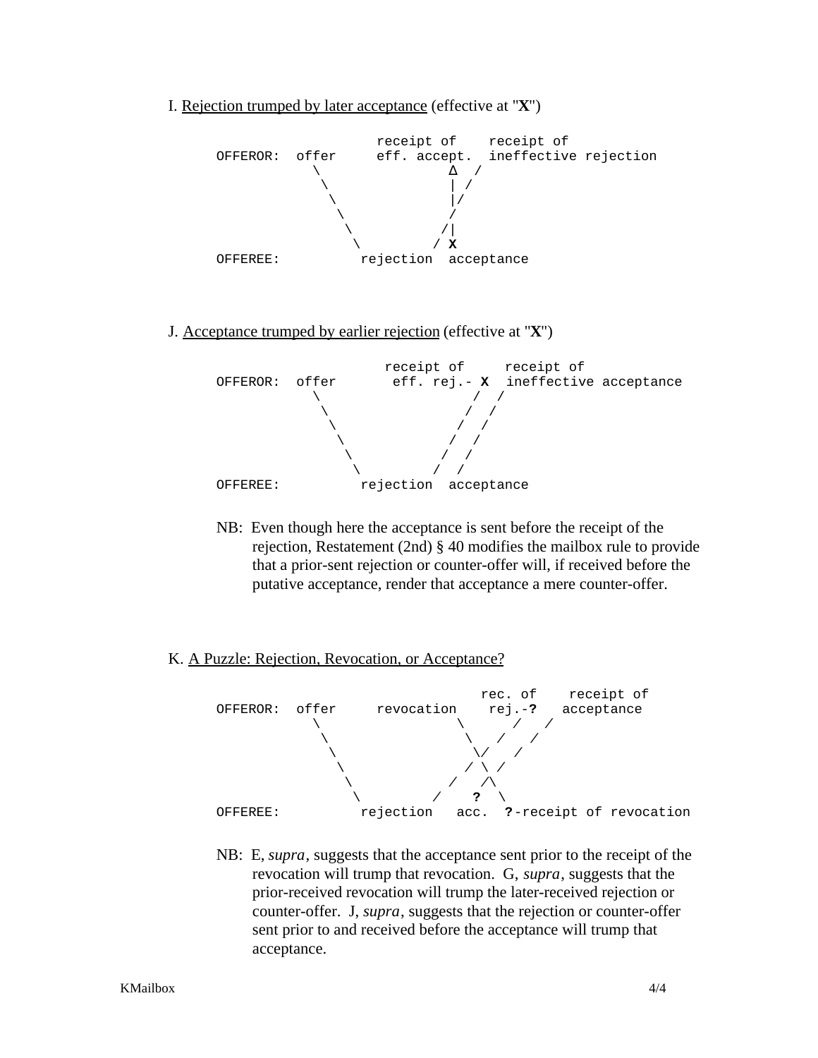I. Rejection trumped by later acceptance (effective at "**X**")

```
                    receipt of    receipt of
OFFEROR:  offer     eff. accept.  ineffective rejection
            \               Δ  /
             \              | /
              \             |/
               \            /
                \          /|
                 \        / X
OFFEREE:          rejection  acceptance
```

J. Acceptance trumped by earlier rejection (effective at "**X**")

```
                     receipt of     receipt of
OFFEROR:  offer       eff. rej.- X  ineffective acceptance
            \                 /  /
             \               /  /
              \             /  /
               \           /  /
                \         /  /
                 \       /  /
OFFEREE:          rejection  acceptance
```

NB: Even though here the acceptance is sent before the receipt of the rejection, Restatement (2nd) § 40 modifies the mailbox rule to provide that a prior-sent rejection or counter-offer will, if received before the putative acceptance, render that acceptance a mere counter-offer.

K. A Puzzle: Rejection, Revocation, or Acceptance?

```
                                 rec. of    receipt of
OFFEROR:  offer     revocation    rej.-?   acceptance
            \                \      /   /
             \                \   /   /
              \                \/   /
               \              / \ /
                \            /   /\
                 \          /   ?  \
OFFEREE:          rejection   acc.  ?-receipt of revocation
```

NB: E, *supra*, suggests that the acceptance sent prior to the receipt of the revocation will trump that revocation. G, *supra*, suggests that the prior-received revocation will trump the later-received rejection or counter-offer. J, *supra*, suggests that the rejection or counter-offer sent prior to and received before the acceptance will trump that acceptance.